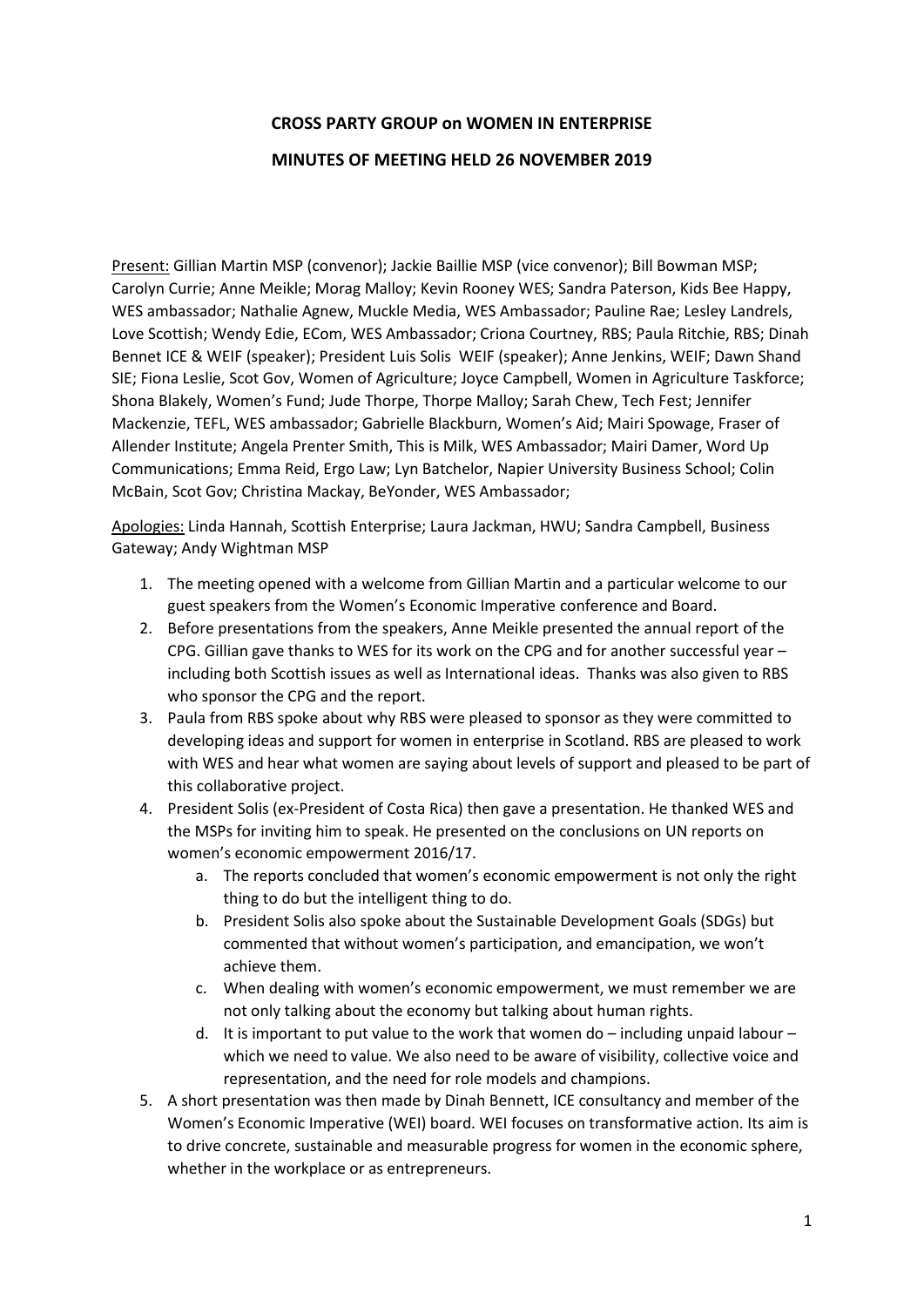# CROSS PARTY GROUP on WOMEN IN ENTERPRISE

## MINUTES OF MEETING HELD 26 NOVEMBER 2019

Present: Gillian Martin MSP (convenor); Jackie Baillie MSP (vice convenor); Bill Bowman MSP; Carolyn Currie; Anne Meikle; Morag Malloy; Kevin Rooney WES; Sandra Paterson, Kids Bee Happy, WES ambassador; Nathalie Agnew, Muckle Media, WES Ambassador; Pauline Rae; Lesley Landrels, Love Scottish; Wendy Edie, ECom, WES Ambassador; Criona Courtney, RBS; Paula Ritchie, RBS; Dinah Bennet ICE & WEIF (speaker); President Luis Solis WEIF (speaker); Anne Jenkins, WEIF; Dawn Shand SIE; Fiona Leslie, Scot Gov, Women of Agriculture; Joyce Campbell, Women in Agriculture Taskforce; Shona Blakely, Women's Fund; Jude Thorpe, Thorpe Malloy; Sarah Chew, Tech Fest; Jennifer Mackenzie, TEFL, WES ambassador; Gabrielle Blackburn, Women's Aid; Mairi Spowage, Fraser of Allender Institute; Angela Prenter Smith, This is Milk, WES Ambassador; Mairi Damer, Word Up Communications; Emma Reid, Ergo Law; Lyn Batchelor, Napier University Business School; Colin McBain, Scot Gov; Christina Mackay, BeYonder, WES Ambassador;

Apologies: Linda Hannah, Scottish Enterprise; Laura Jackman, HWU; Sandra Campbell, Business Gateway; Andy Wightman MSP

1. The meeting opened with a welcome from Gillian Martin and a particular welcome to our guest speakers from the Women's Economic Imperative conference and Board.
2. Before presentations from the speakers, Anne Meikle presented the annual report of the CPG. Gillian gave thanks to WES for its work on the CPG and for another successful year – including both Scottish issues as well as International ideas. Thanks was also given to RBS who sponsor the CPG and the report.
3. Paula from RBS spoke about why RBS were pleased to sponsor as they were committed to developing ideas and support for women in enterprise in Scotland. RBS are pleased to work with WES and hear what women are saying about levels of support and pleased to be part of this collaborative project.
4. President Solis (ex-President of Costa Rica) then gave a presentation. He thanked WES and the MSPs for inviting him to speak. He presented on the conclusions on UN reports on women's economic empowerment 2016/17.
   a. The reports concluded that women's economic empowerment is not only the right thing to do but the intelligent thing to do.
   b. President Solis also spoke about the Sustainable Development Goals (SDGs) but commented that without women's participation, and emancipation, we won't achieve them.
   c. When dealing with women's economic empowerment, we must remember we are not only talking about the economy but talking about human rights.
   d. It is important to put value to the work that women do – including unpaid labour – which we need to value. We also need to be aware of visibility, collective voice and representation, and the need for role models and champions.
5. A short presentation was then made by Dinah Bennett, ICE consultancy and member of the Women's Economic Imperative (WEI) board. WEI focuses on transformative action. Its aim is to drive concrete, sustainable and measurable progress for women in the economic sphere, whether in the workplace or as entrepreneurs.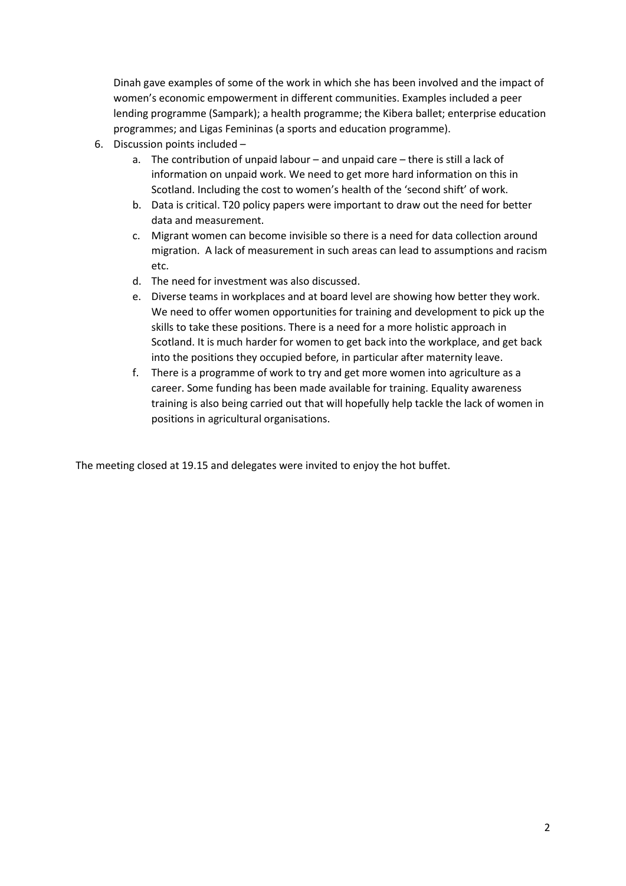Dinah gave examples of some of the work in which she has been involved and the impact of women's economic empowerment in different communities. Examples included a peer lending programme (Sampark); a health programme; the Kibera ballet; enterprise education programmes; and Ligas Femininas (a sports and education programme).

6. Discussion points included –
    a. The contribution of unpaid labour – and unpaid care – there is still a lack of information on unpaid work. We need to get more hard information on this in Scotland. Including the cost to women's health of the 'second shift' of work.
    b. Data is critical. T20 policy papers were important to draw out the need for better data and measurement.
    c. Migrant women can become invisible so there is a need for data collection around migration. A lack of measurement in such areas can lead to assumptions and racism etc.
    d. The need for investment was also discussed.
    e. Diverse teams in workplaces and at board level are showing how better they work. We need to offer women opportunities for training and development to pick up the skills to take these positions. There is a need for a more holistic approach in Scotland. It is much harder for women to get back into the workplace, and get back into the positions they occupied before, in particular after maternity leave.
    f. There is a programme of work to try and get more women into agriculture as a career. Some funding has been made available for training. Equality awareness training is also being carried out that will hopefully help tackle the lack of women in positions in agricultural organisations.

The meeting closed at 19.15 and delegates were invited to enjoy the hot buffet.